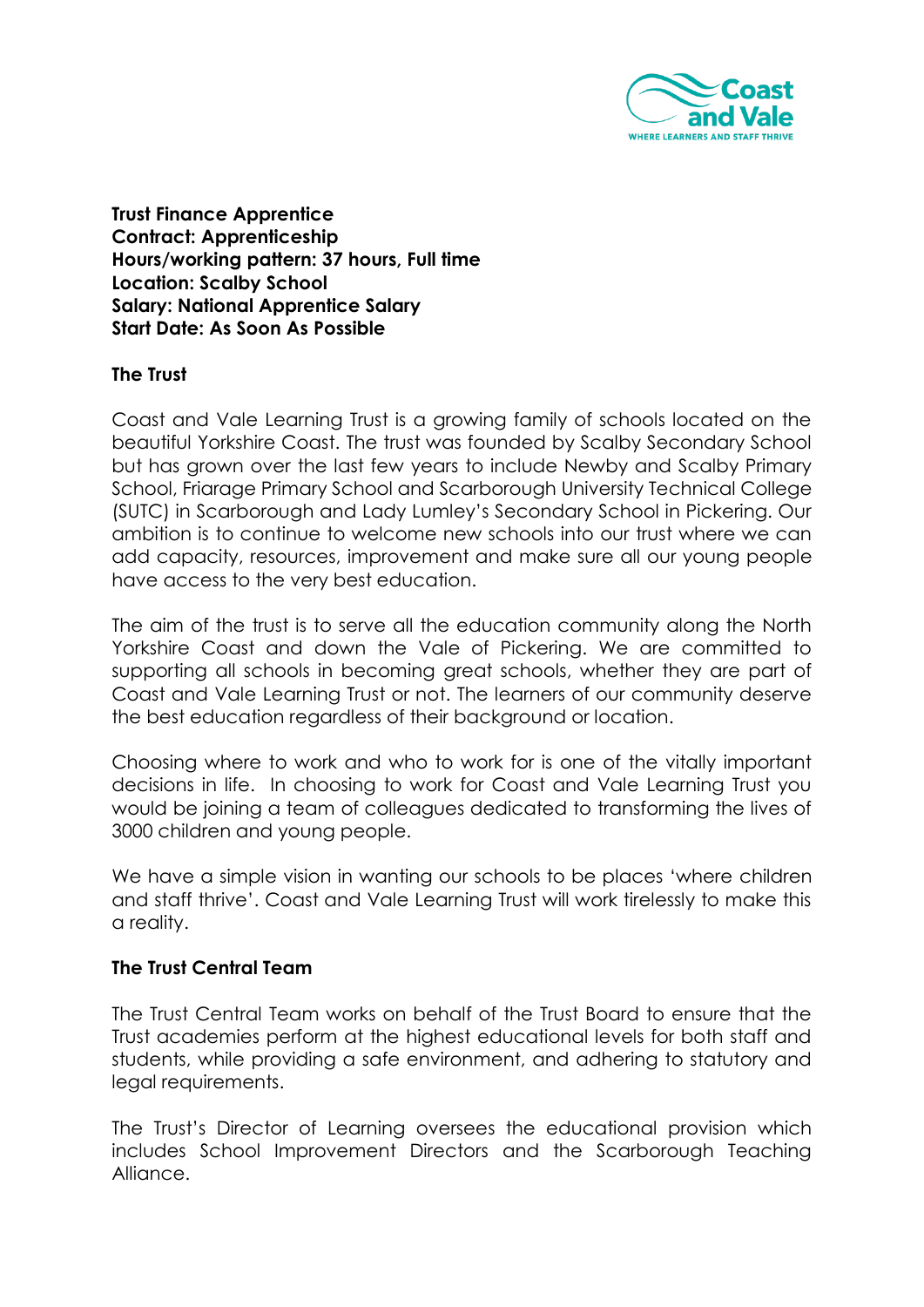**Trust Finance Apprentice**
**Contract: Apprenticeship**
**Hours/working pattern: 37 hours, Full time**
**Location: Scalby School**
**Salary: National Apprentice Salary**
**Start Date: As Soon As Possible**

## The Trust

Coast and Vale Learning Trust is a growing family of schools located on the beautiful Yorkshire Coast. The trust was founded by Scalby Secondary School but has grown over the last few years to include Newby and Scalby Primary School, Friarage Primary School and Scarborough University Technical College (SUTC) in Scarborough and Lady Lumley's Secondary School in Pickering. Our ambition is to continue to welcome new schools into our trust where we can add capacity, resources, improvement and make sure all our young people have access to the very best education.

The aim of the trust is to serve all the education community along the North Yorkshire Coast and down the Vale of Pickering. We are committed to supporting all schools in becoming great schools, whether they are part of Coast and Vale Learning Trust or not. The learners of our community deserve the best education regardless of their background or location.

Choosing where to work and who to work for is one of the vitally important decisions in life. In choosing to work for Coast and Vale Learning Trust you would be joining a team of colleagues dedicated to transforming the lives of 3000 children and young people.

We have a simple vision in wanting our schools to be places 'where children and staff thrive'. Coast and Vale Learning Trust will work tirelessly to make this a reality.

## The Trust Central Team

The Trust Central Team works on behalf of the Trust Board to ensure that the Trust academies perform at the highest educational levels for both staff and students, while providing a safe environment, and adhering to statutory and legal requirements.

The Trust's Director of Learning oversees the educational provision which includes School Improvement Directors and the Scarborough Teaching Alliance.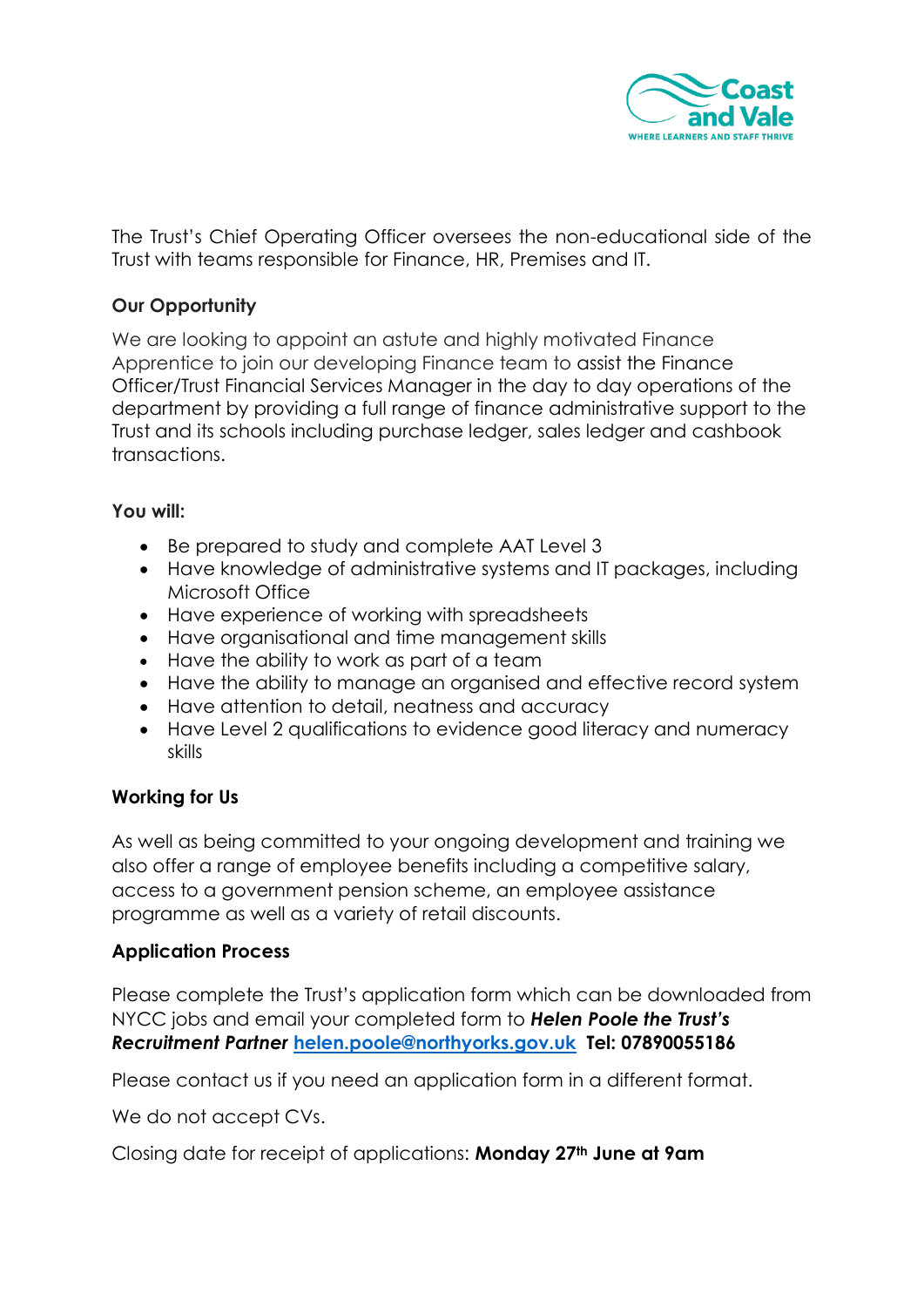The Trust's Chief Operating Officer oversees the non-educational side of the Trust with teams responsible for Finance, HR, Premises and IT.

**Our Opportunity**

We are looking to appoint an astute and highly motivated Finance Apprentice to join our developing Finance team to assist the Finance Officer/Trust Financial Services Manager in the day to day operations of the department by providing a full range of finance administrative support to the Trust and its schools including purchase ledger, sales ledger and cashbook transactions.

**You will:**

- Be prepared to study and complete AAT Level 3
- Have knowledge of administrative systems and IT packages, including Microsoft Office
- Have experience of working with spreadsheets
- Have organisational and time management skills
- Have the ability to work as part of a team
- Have the ability to manage an organised and effective record system
- Have attention to detail, neatness and accuracy
- Have Level 2 qualifications to evidence good literacy and numeracy skills

**Working for Us**

As well as being committed to your ongoing development and training we also offer a range of employee benefits including a competitive salary, access to a government pension scheme, an employee assistance programme as well as a variety of retail discounts.

**Application Process**

Please complete the Trust's application form which can be downloaded from NYCC jobs and email your completed form to ***Helen Poole the Trust's Recruitment Partner*** **helen.poole@northyorks.gov.uk Tel: 07890055186**

Please contact us if you need an application form in a different format.

We do not accept CVs.

Closing date for receipt of applications: **Monday 27th June at 9am**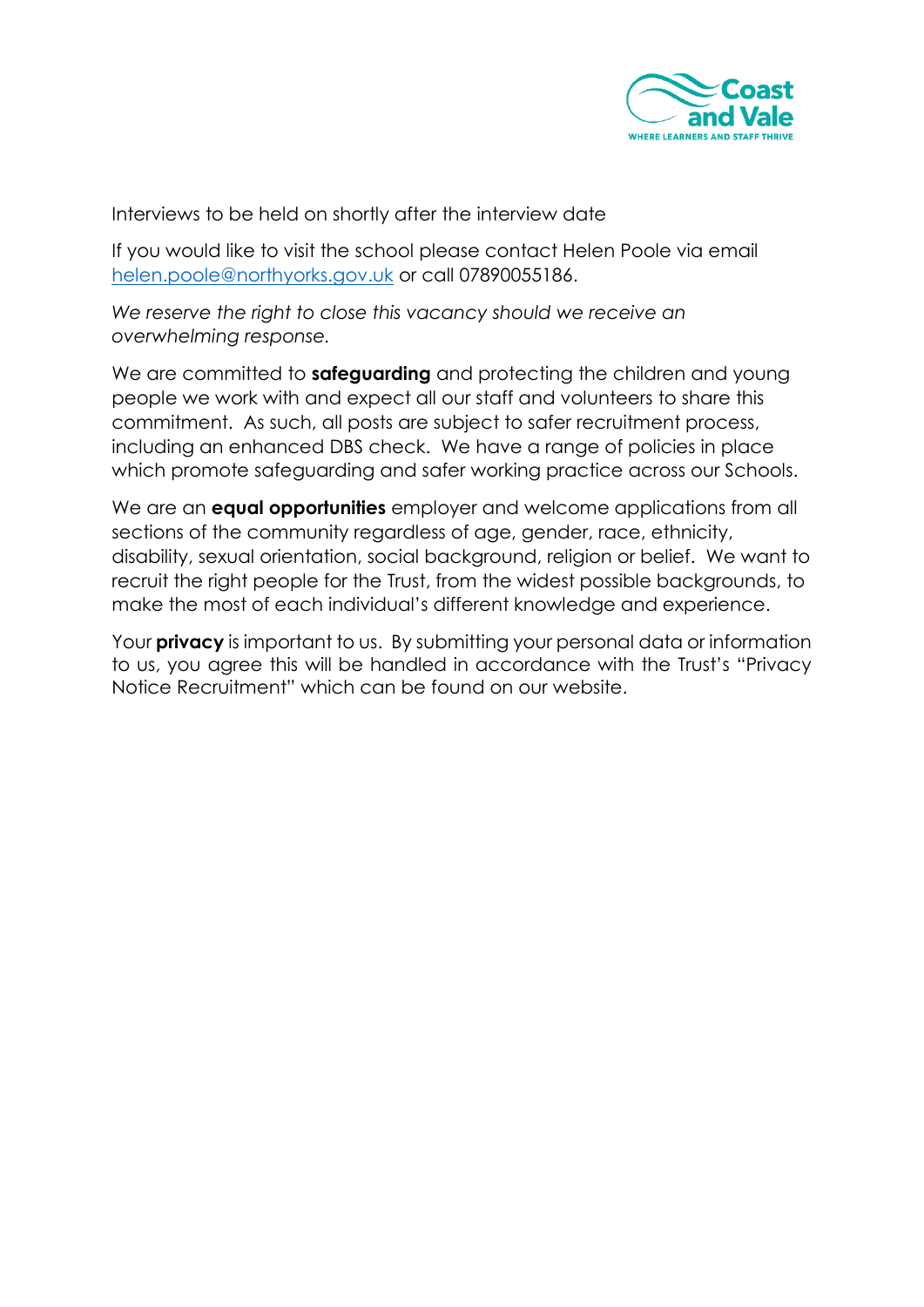Interviews to be held on shortly after the interview date

If you would like to visit the school please contact Helen Poole via email helen.poole@northyorks.gov.uk or call 07890055186.

*We reserve the right to close this vacancy should we receive an overwhelming response.*

We are committed to **safeguarding** and protecting the children and young people we work with and expect all our staff and volunteers to share this commitment. As such, all posts are subject to safer recruitment process, including an enhanced DBS check. We have a range of policies in place which promote safeguarding and safer working practice across our Schools.

We are an **equal opportunities** employer and welcome applications from all sections of the community regardless of age, gender, race, ethnicity, disability, sexual orientation, social background, religion or belief. We want to recruit the right people for the Trust, from the widest possible backgrounds, to make the most of each individual's different knowledge and experience.

Your **privacy** is important to us. By submitting your personal data or information to us, you agree this will be handled in accordance with the Trust's "Privacy Notice Recruitment" which can be found on our website.